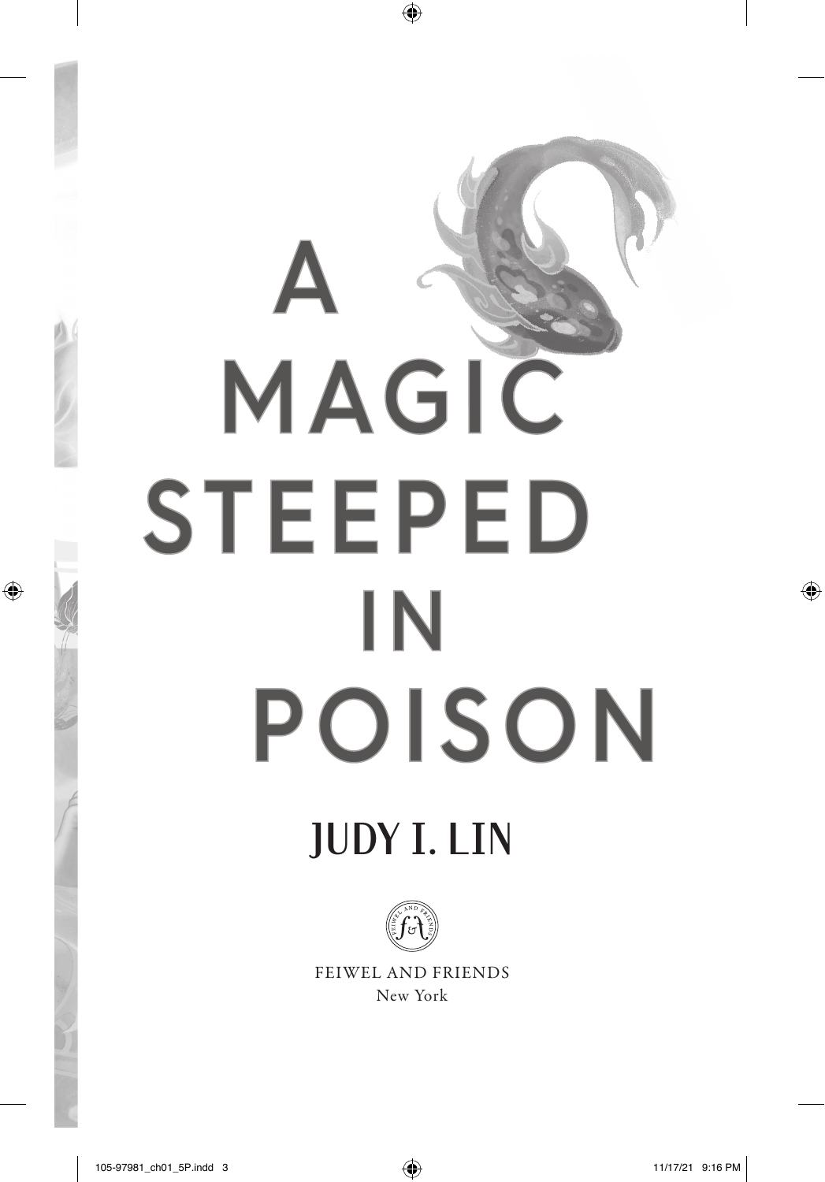# A MAGIC STEEPED IN POISON

## JUDY I. LIN

FEIWEL AND FRIENDS
New York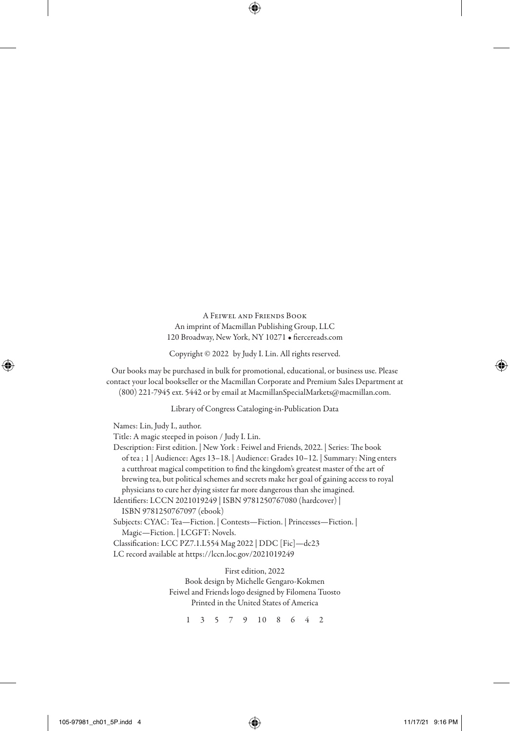A Feiwel and Friends Book
An imprint of Macmillan Publishing Group, LLC
120 Broadway, New York, NY 10271 • fiercereads.com

Copyright © 2022 by Judy I. Lin. All rights reserved.

Our books may be purchased in bulk for promotional, educational, or business use. Please contact your local bookseller or the Macmillan Corporate and Premium Sales Department at (800) 221-7945 ext. 5442 or by email at MacmillanSpecialMarkets@macmillan.com.

Library of Congress Cataloging-in-Publication Data

Names: Lin, Judy I., author.
Title: A magic steeped in poison / Judy I. Lin.
Description: First edition. | New York : Feiwel and Friends, 2022. | Series: The book of tea ; 1 | Audience: Ages 13–18. | Audience: Grades 10–12. | Summary: Ning enters a cutthroat magical competition to find the kingdom's greatest master of the art of brewing tea, but political schemes and secrets make her goal of gaining access to royal physicians to cure her dying sister far more dangerous than she imagined.
Identifiers: LCCN 2021019249 | ISBN 9781250767080 (hardcover) | ISBN 9781250767097 (ebook)
Subjects: CYAC: Tea—Fiction. | Contests—Fiction. | Princesses—Fiction. | Magic—Fiction. | LCGFT: Novels.
Classification: LCC PZ7.1.L554 Mag 2022 | DDC [Fic]—dc23
LC record available at https://lccn.loc.gov/2021019249

First edition, 2022
Book design by Michelle Gengaro-Kokmen
Feiwel and Friends logo designed by Filomena Tuosto
Printed in the United States of America

1 3 5 7 9 10 8 6 4 2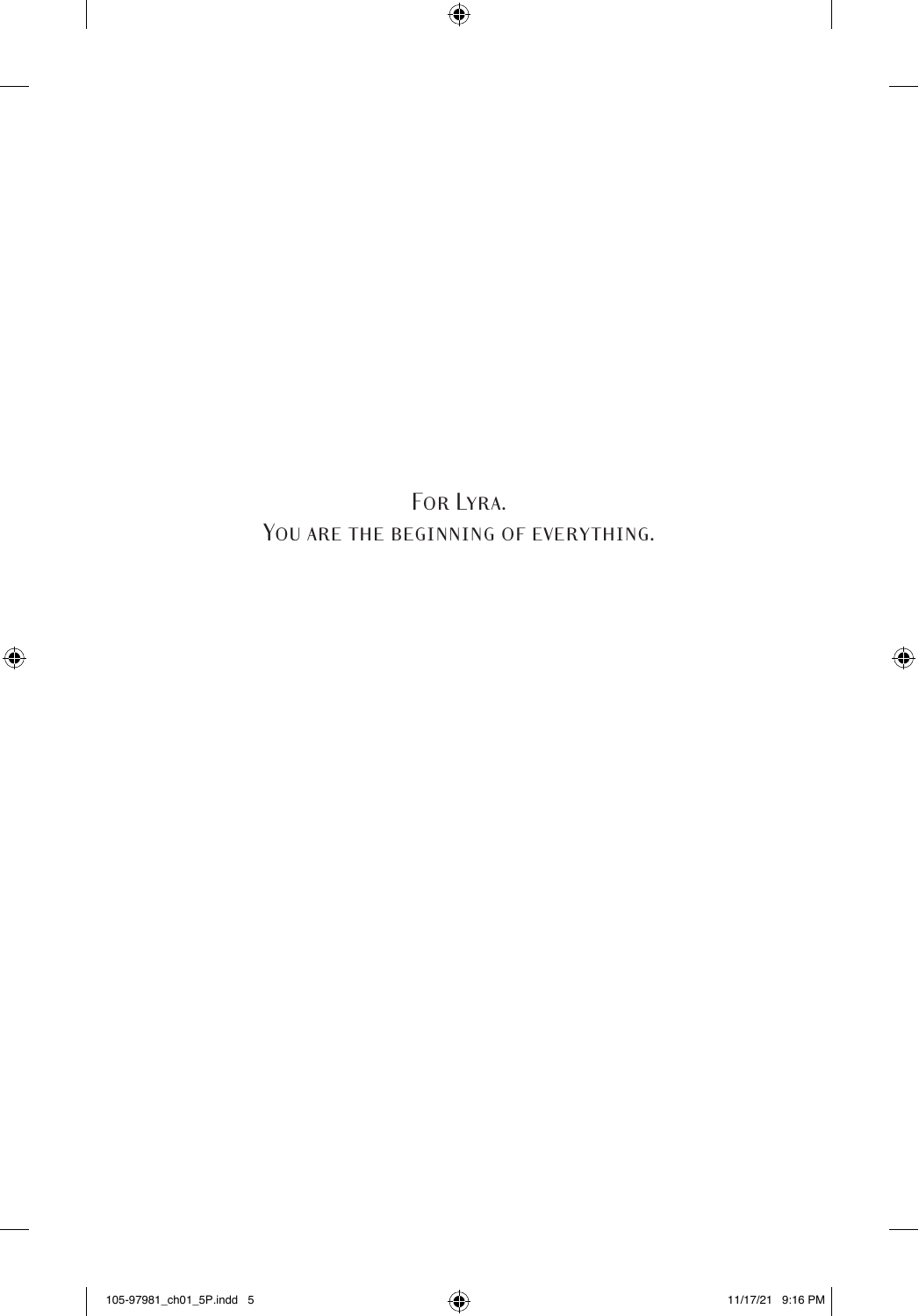For Lyra.  
You are the beginning of everything.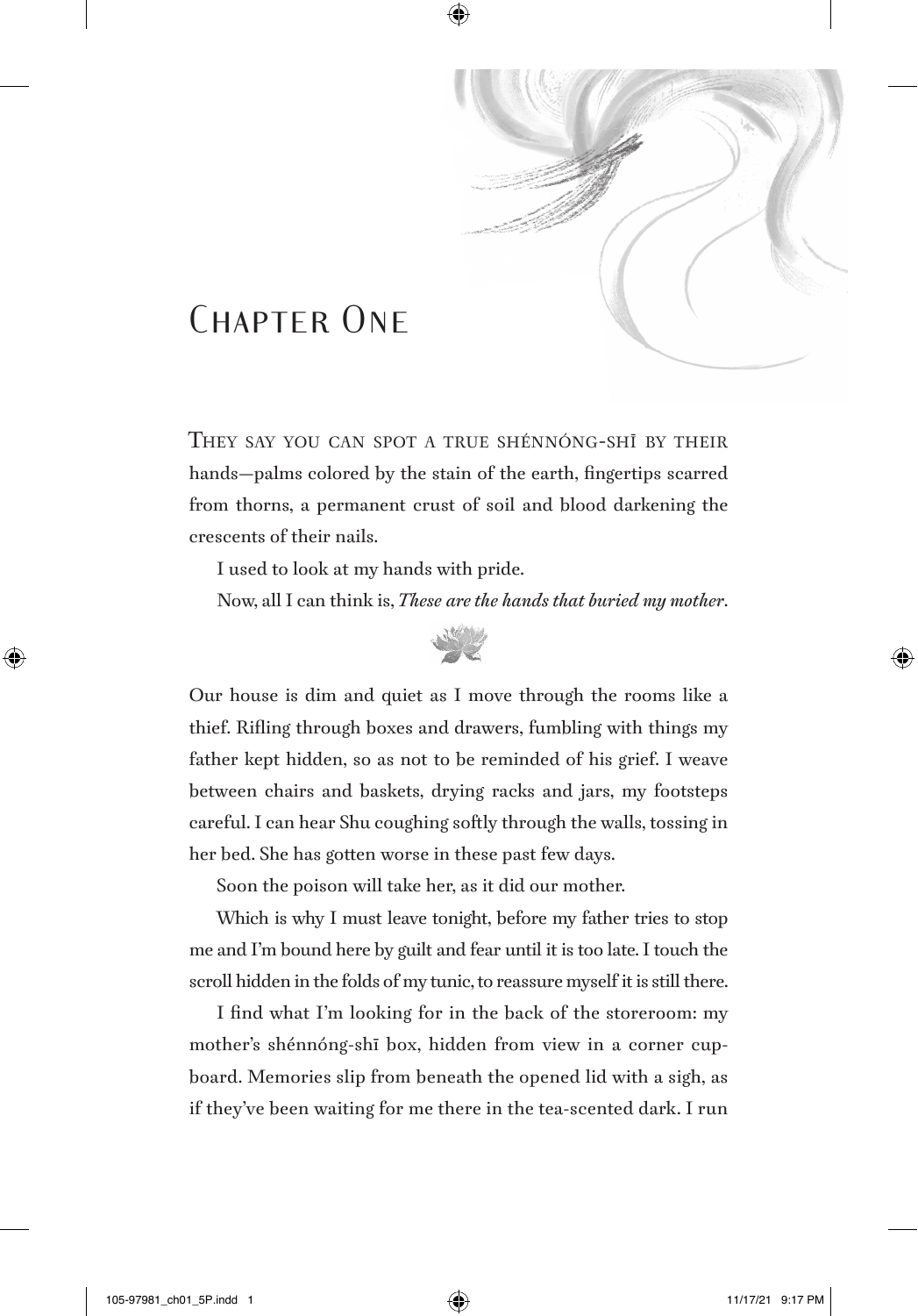# Chapter One

They say you can spot a true shénnóng-shī by their hands—palms colored by the stain of the earth, fingertips scarred from thorns, a permanent crust of soil and blood darkening the crescents of their nails.

I used to look at my hands with pride.

Now, all I can think is, *These are the hands that buried my mother*.

Our house is dim and quiet as I move through the rooms like a thief. Rifling through boxes and drawers, fumbling with things my father kept hidden, so as not to be reminded of his grief. I weave between chairs and baskets, drying racks and jars, my footsteps careful. I can hear Shu coughing softly through the walls, tossing in her bed. She has gotten worse in these past few days.

Soon the poison will take her, as it did our mother.

Which is why I must leave tonight, before my father tries to stop me and I'm bound here by guilt and fear until it is too late. I touch the scroll hidden in the folds of my tunic, to reassure myself it is still there.

I find what I'm looking for in the back of the storeroom: my mother's shénnóng-shī box, hidden from view in a corner cupboard. Memories slip from beneath the opened lid with a sigh, as if they've been waiting for me there in the tea-scented dark. I run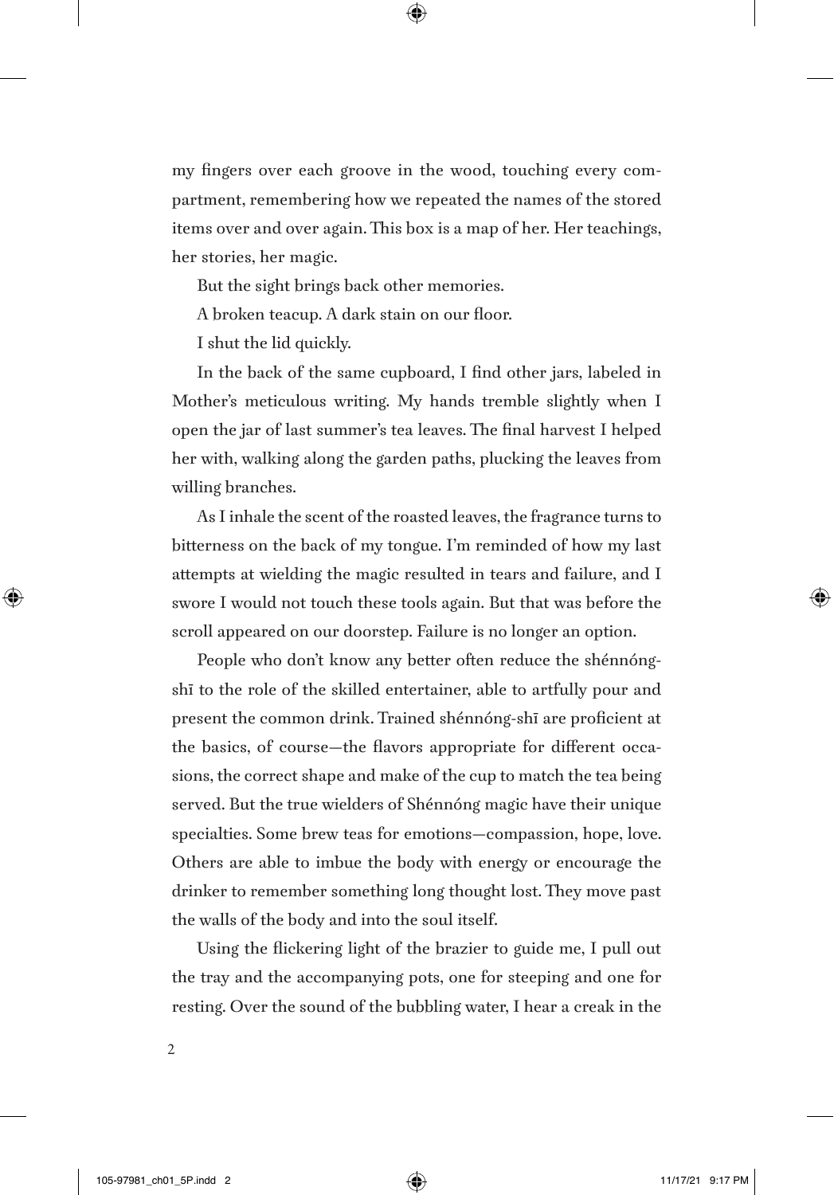my fingers over each groove in the wood, touching every compartment, remembering how we repeated the names of the stored items over and over again. This box is a map of her. Her teachings, her stories, her magic.

But the sight brings back other memories.

A broken teacup. A dark stain on our floor.

I shut the lid quickly.

In the back of the same cupboard, I find other jars, labeled in Mother's meticulous writing. My hands tremble slightly when I open the jar of last summer's tea leaves. The final harvest I helped her with, walking along the garden paths, plucking the leaves from willing branches.

As I inhale the scent of the roasted leaves, the fragrance turns to bitterness on the back of my tongue. I'm reminded of how my last attempts at wielding the magic resulted in tears and failure, and I swore I would not touch these tools again. But that was before the scroll appeared on our doorstep. Failure is no longer an option.

People who don't know any better often reduce the shénnóng-shī to the role of the skilled entertainer, able to artfully pour and present the common drink. Trained shénnóng-shī are proficient at the basics, of course—the flavors appropriate for different occasions, the correct shape and make of the cup to match the tea being served. But the true wielders of Shénnóng magic have their unique specialties. Some brew teas for emotions—compassion, hope, love. Others are able to imbue the body with energy or encourage the drinker to remember something long thought lost. They move past the walls of the body and into the soul itself.

Using the flickering light of the brazier to guide me, I pull out the tray and the accompanying pots, one for steeping and one for resting. Over the sound of the bubbling water, I hear a creak in the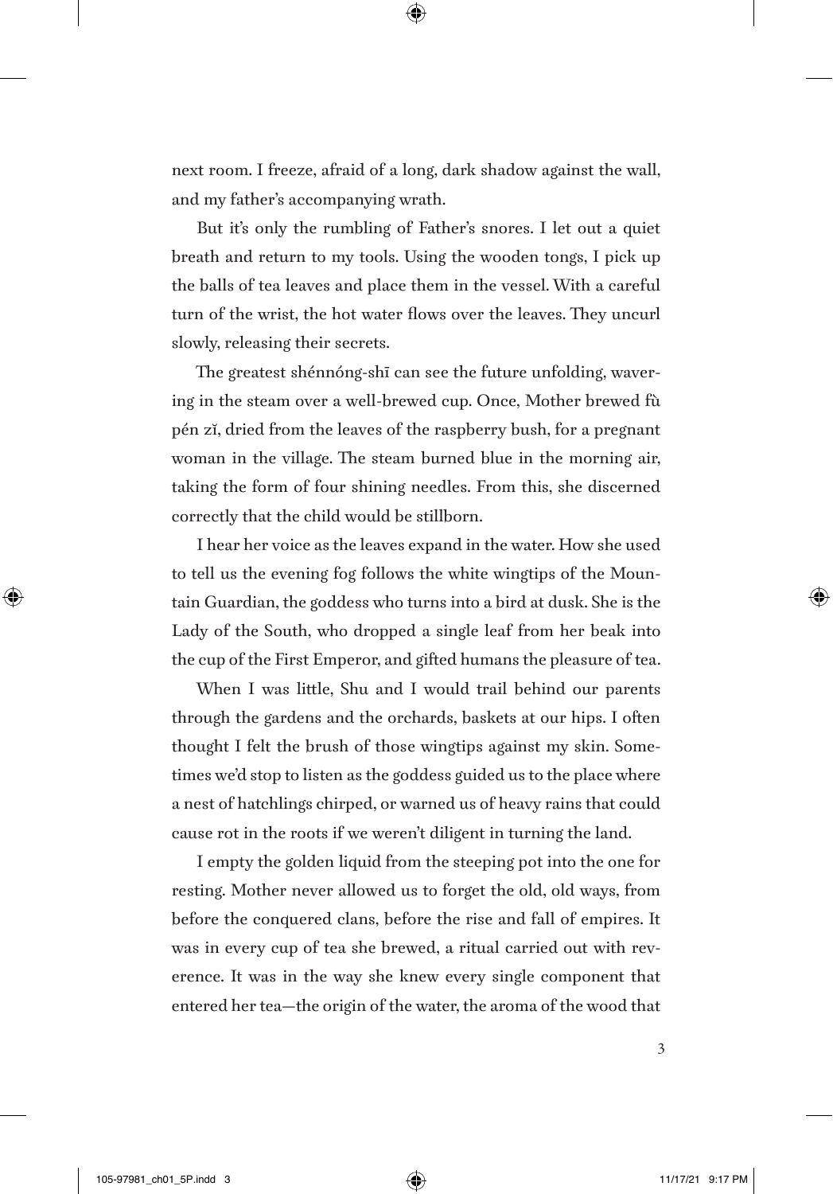next room. I freeze, afraid of a long, dark shadow against the wall, and my father's accompanying wrath.

But it's only the rumbling of Father's snores. I let out a quiet breath and return to my tools. Using the wooden tongs, I pick up the balls of tea leaves and place them in the vessel. With a careful turn of the wrist, the hot water flows over the leaves. They uncurl slowly, releasing their secrets.

The greatest shénnóng-shī can see the future unfolding, wavering in the steam over a well-brewed cup. Once, Mother brewed fù pén zǐ, dried from the leaves of the raspberry bush, for a pregnant woman in the village. The steam burned blue in the morning air, taking the form of four shining needles. From this, she discerned correctly that the child would be stillborn.

I hear her voice as the leaves expand in the water. How she used to tell us the evening fog follows the white wingtips of the Mountain Guardian, the goddess who turns into a bird at dusk. She is the Lady of the South, who dropped a single leaf from her beak into the cup of the First Emperor, and gifted humans the pleasure of tea.

When I was little, Shu and I would trail behind our parents through the gardens and the orchards, baskets at our hips. I often thought I felt the brush of those wingtips against my skin. Sometimes we'd stop to listen as the goddess guided us to the place where a nest of hatchlings chirped, or warned us of heavy rains that could cause rot in the roots if we weren't diligent in turning the land.

I empty the golden liquid from the steeping pot into the one for resting. Mother never allowed us to forget the old, old ways, from before the conquered clans, before the rise and fall of empires. It was in every cup of tea she brewed, a ritual carried out with reverence. It was in the way she knew every single component that entered her tea—the origin of the water, the aroma of the wood that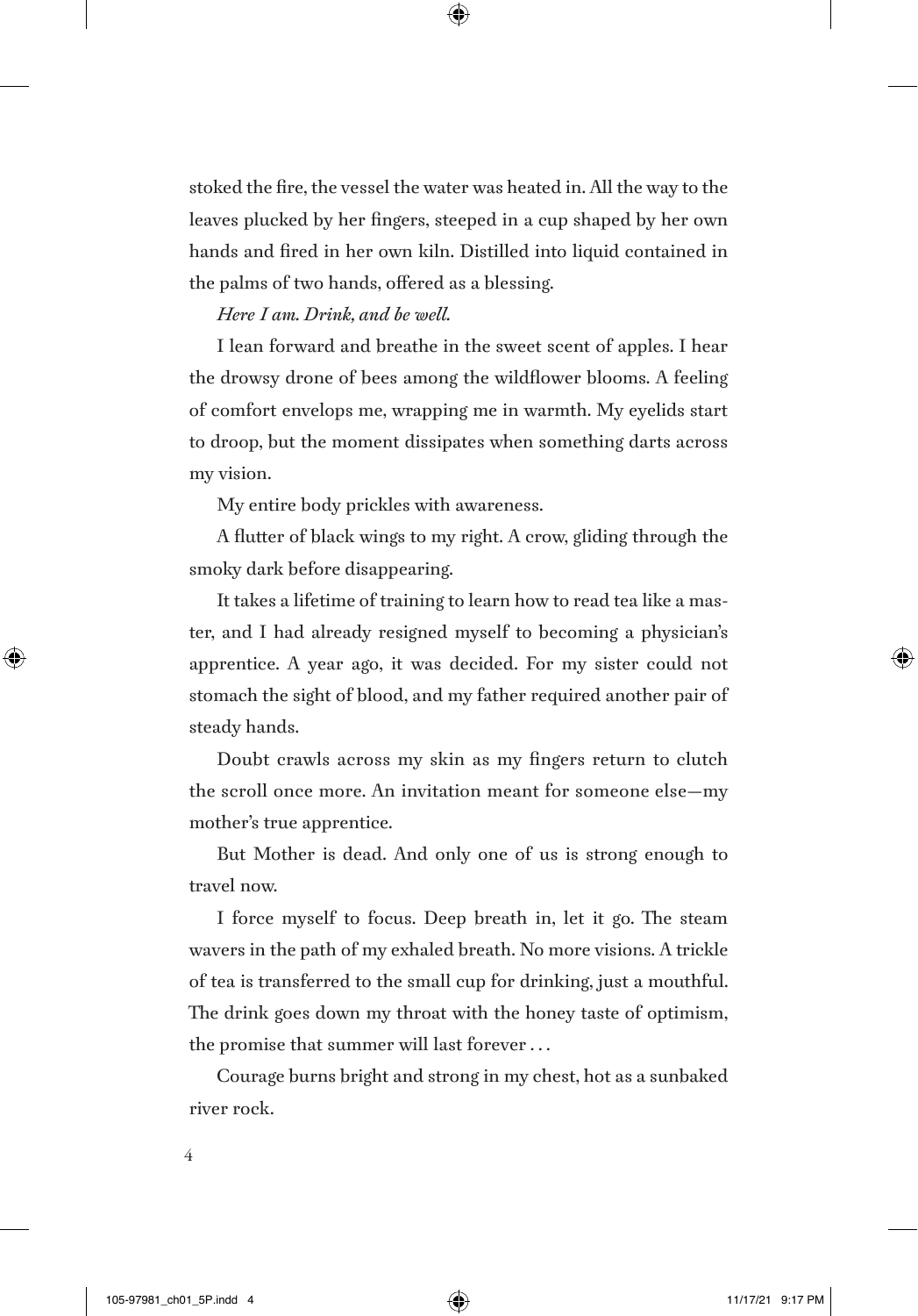stoked the fire, the vessel the water was heated in. All the way to the leaves plucked by her fingers, steeped in a cup shaped by her own hands and fired in her own kiln. Distilled into liquid contained in the palms of two hands, offered as a blessing.

*Here I am. Drink, and be well.*

I lean forward and breathe in the sweet scent of apples. I hear the drowsy drone of bees among the wildflower blooms. A feeling of comfort envelops me, wrapping me in warmth. My eyelids start to droop, but the moment dissipates when something darts across my vision.

My entire body prickles with awareness.

A flutter of black wings to my right. A crow, gliding through the smoky dark before disappearing.

It takes a lifetime of training to learn how to read tea like a master, and I had already resigned myself to becoming a physician's apprentice. A year ago, it was decided. For my sister could not stomach the sight of blood, and my father required another pair of steady hands.

Doubt crawls across my skin as my fingers return to clutch the scroll once more. An invitation meant for someone else—my mother's true apprentice.

But Mother is dead. And only one of us is strong enough to travel now.

I force myself to focus. Deep breath in, let it go. The steam wavers in the path of my exhaled breath. No more visions. A trickle of tea is transferred to the small cup for drinking, just a mouthful. The drink goes down my throat with the honey taste of optimism, the promise that summer will last forever . . .

Courage burns bright and strong in my chest, hot as a sunbaked river rock.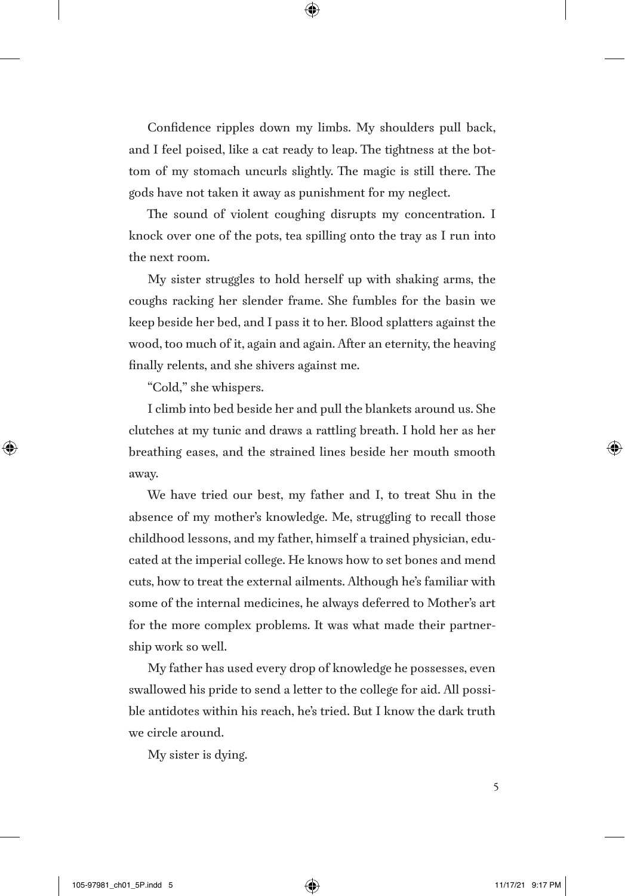Confidence ripples down my limbs. My shoulders pull back, and I feel poised, like a cat ready to leap. The tightness at the bottom of my stomach uncurls slightly. The magic is still there. The gods have not taken it away as punishment for my neglect.

The sound of violent coughing disrupts my concentration. I knock over one of the pots, tea spilling onto the tray as I run into the next room.

My sister struggles to hold herself up with shaking arms, the coughs racking her slender frame. She fumbles for the basin we keep beside her bed, and I pass it to her. Blood splatters against the wood, too much of it, again and again. After an eternity, the heaving finally relents, and she shivers against me.

"Cold," she whispers.

I climb into bed beside her and pull the blankets around us. She clutches at my tunic and draws a rattling breath. I hold her as her breathing eases, and the strained lines beside her mouth smooth away.

We have tried our best, my father and I, to treat Shu in the absence of my mother's knowledge. Me, struggling to recall those childhood lessons, and my father, himself a trained physician, educated at the imperial college. He knows how to set bones and mend cuts, how to treat the external ailments. Although he's familiar with some of the internal medicines, he always deferred to Mother's art for the more complex problems. It was what made their partnership work so well.

My father has used every drop of knowledge he possesses, even swallowed his pride to send a letter to the college for aid. All possible antidotes within his reach, he's tried. But I know the dark truth we circle around.

My sister is dying.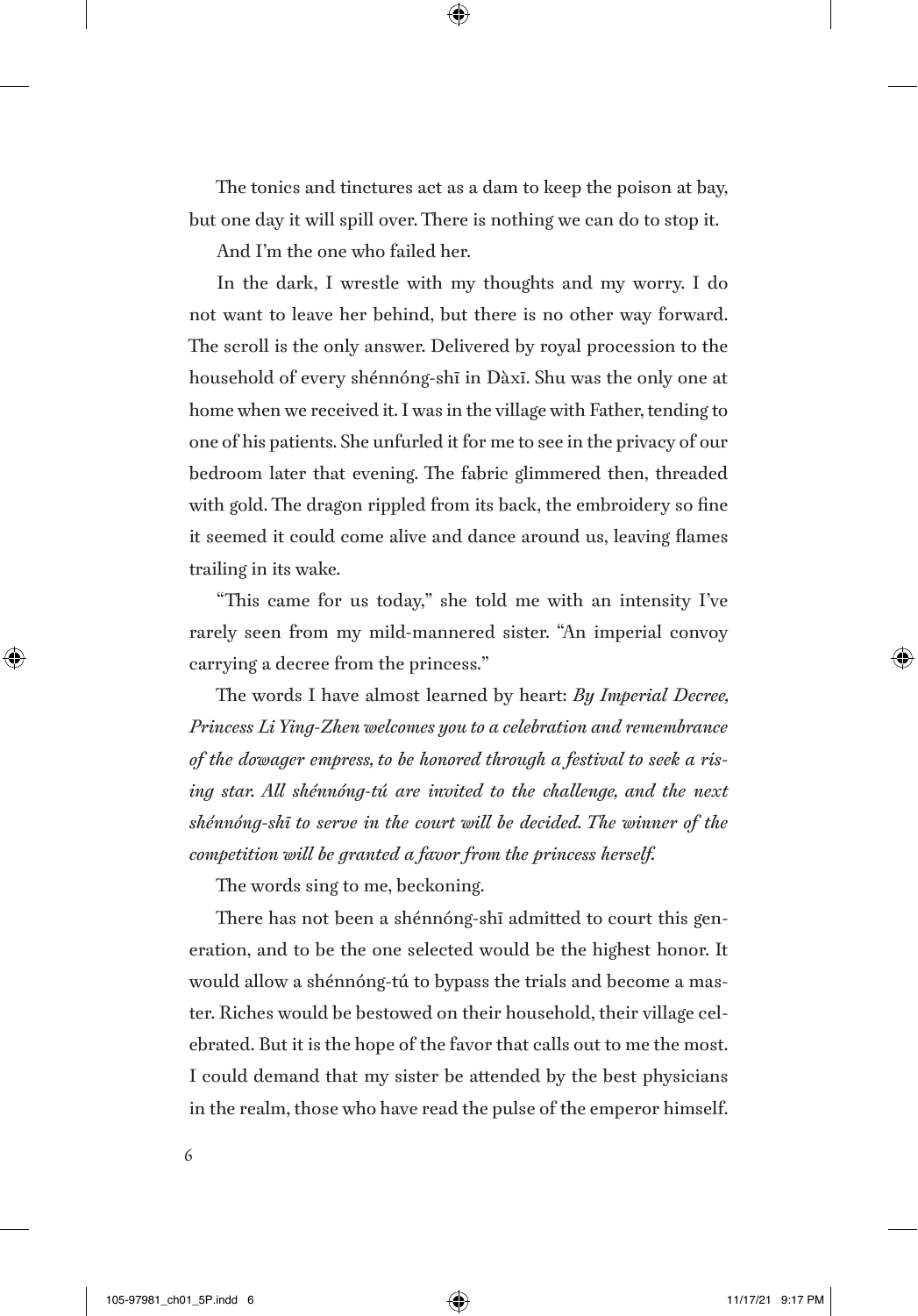The tonics and tinctures act as a dam to keep the poison at bay, but one day it will spill over. There is nothing we can do to stop it.

And I'm the one who failed her.

In the dark, I wrestle with my thoughts and my worry. I do not want to leave her behind, but there is no other way forward. The scroll is the only answer. Delivered by royal procession to the household of every shénnóng-shī in Dàxī. Shu was the only one at home when we received it. I was in the village with Father, tending to one of his patients. She unfurled it for me to see in the privacy of our bedroom later that evening. The fabric glimmered then, threaded with gold. The dragon rippled from its back, the embroidery so fine it seemed it could come alive and dance around us, leaving flames trailing in its wake.

"This came for us today," she told me with an intensity I've rarely seen from my mild-mannered sister. "An imperial convoy carrying a decree from the princess."

The words I have almost learned by heart: *By Imperial Decree, Princess Li Ying-Zhen welcomes you to a celebration and remembrance of the dowager empress, to be honored through a festival to seek a rising star. All shénnóng-tú are invited to the challenge, and the next shénnóng-shī to serve in the court will be decided. The winner of the competition will be granted a favor from the princess herself.*

The words sing to me, beckoning.

There has not been a shénnóng-shī admitted to court this generation, and to be the one selected would be the highest honor. It would allow a shénnóng-tú to bypass the trials and become a master. Riches would be bestowed on their household, their village celebrated. But it is the hope of the favor that calls out to me the most. I could demand that my sister be attended by the best physicians in the realm, those who have read the pulse of the emperor himself.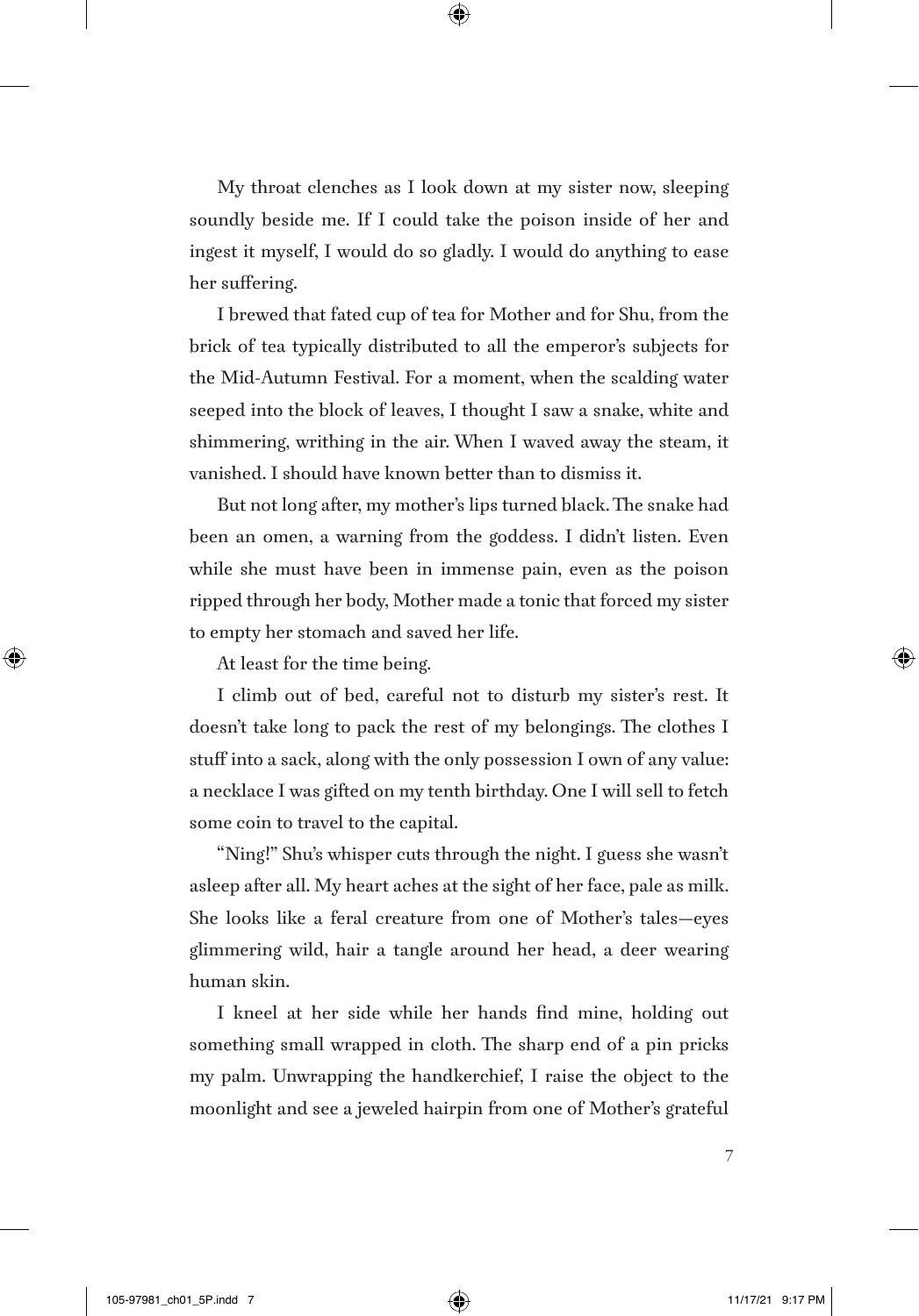My throat clenches as I look down at my sister now, sleeping soundly beside me. If I could take the poison inside of her and ingest it myself, I would do so gladly. I would do anything to ease her suffering.

I brewed that fated cup of tea for Mother and for Shu, from the brick of tea typically distributed to all the emperor's subjects for the Mid-Autumn Festival. For a moment, when the scalding water seeped into the block of leaves, I thought I saw a snake, white and shimmering, writhing in the air. When I waved away the steam, it vanished. I should have known better than to dismiss it.

But not long after, my mother's lips turned black. The snake had been an omen, a warning from the goddess. I didn't listen. Even while she must have been in immense pain, even as the poison ripped through her body, Mother made a tonic that forced my sister to empty her stomach and saved her life.

At least for the time being.

I climb out of bed, careful not to disturb my sister's rest. It doesn't take long to pack the rest of my belongings. The clothes I stuff into a sack, along with the only possession I own of any value: a necklace I was gifted on my tenth birthday. One I will sell to fetch some coin to travel to the capital.

"Ning!" Shu's whisper cuts through the night. I guess she wasn't asleep after all. My heart aches at the sight of her face, pale as milk. She looks like a feral creature from one of Mother's tales—eyes glimmering wild, hair a tangle around her head, a deer wearing human skin.

I kneel at her side while her hands find mine, holding out something small wrapped in cloth. The sharp end of a pin pricks my palm. Unwrapping the handkerchief, I raise the object to the moonlight and see a jeweled hairpin from one of Mother's grateful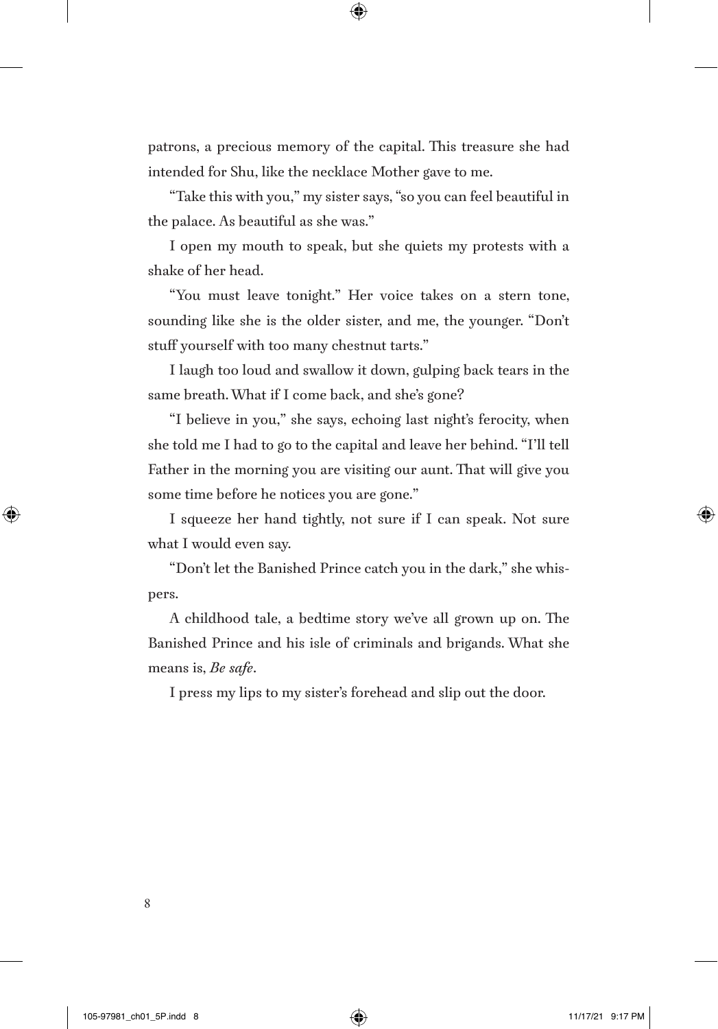patrons, a precious memory of the capital. This treasure she had intended for Shu, like the necklace Mother gave to me.

"Take this with you," my sister says, "so you can feel beautiful in the palace. As beautiful as she was."

I open my mouth to speak, but she quiets my protests with a shake of her head.

"You must leave tonight." Her voice takes on a stern tone, sounding like she is the older sister, and me, the younger. "Don't stuff yourself with too many chestnut tarts."

I laugh too loud and swallow it down, gulping back tears in the same breath. What if I come back, and she's gone?

"I believe in you," she says, echoing last night's ferocity, when she told me I had to go to the capital and leave her behind. "I'll tell Father in the morning you are visiting our aunt. That will give you some time before he notices you are gone."

I squeeze her hand tightly, not sure if I can speak. Not sure what I would even say.

"Don't let the Banished Prince catch you in the dark," she whispers.

A childhood tale, a bedtime story we've all grown up on. The Banished Prince and his isle of criminals and brigands. What she means is, *Be safe*.

I press my lips to my sister's forehead and slip out the door.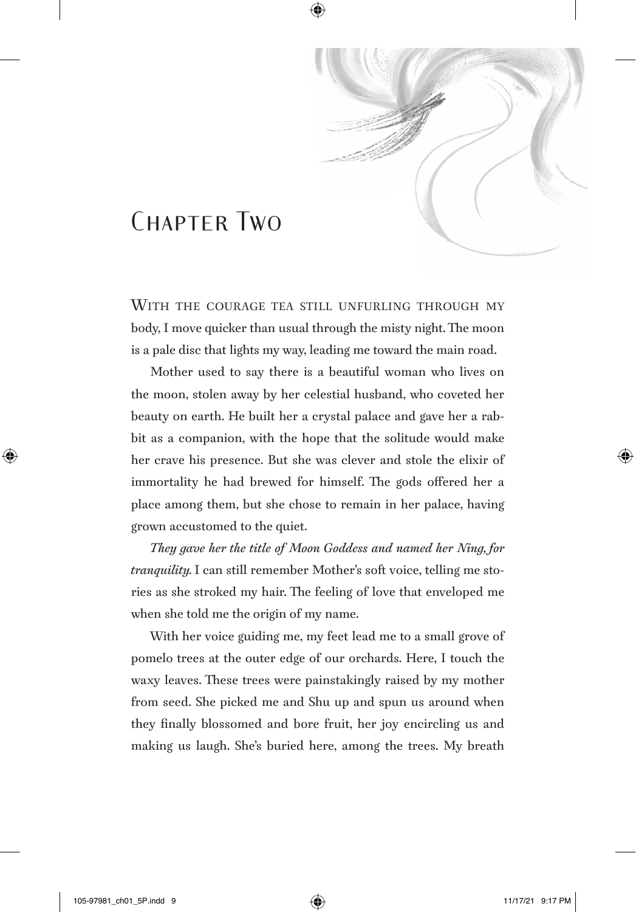# Chapter Two

With the courage tea still unfurling through my body, I move quicker than usual through the misty night. The moon is a pale disc that lights my way, leading me toward the main road.

Mother used to say there is a beautiful woman who lives on the moon, stolen away by her celestial husband, who coveted her beauty on earth. He built her a crystal palace and gave her a rabbit as a companion, with the hope that the solitude would make her crave his presence. But she was clever and stole the elixir of immortality he had brewed for himself. The gods offered her a place among them, but she chose to remain in her palace, having grown accustomed to the quiet.

*They gave her the title of Moon Goddess and named her Ning, for tranquility.* I can still remember Mother's soft voice, telling me stories as she stroked my hair. The feeling of love that enveloped me when she told me the origin of my name.

With her voice guiding me, my feet lead me to a small grove of pomelo trees at the outer edge of our orchards. Here, I touch the waxy leaves. These trees were painstakingly raised by my mother from seed. She picked me and Shu up and spun us around when they finally blossomed and bore fruit, her joy encircling us and making us laugh. She's buried here, among the trees. My breath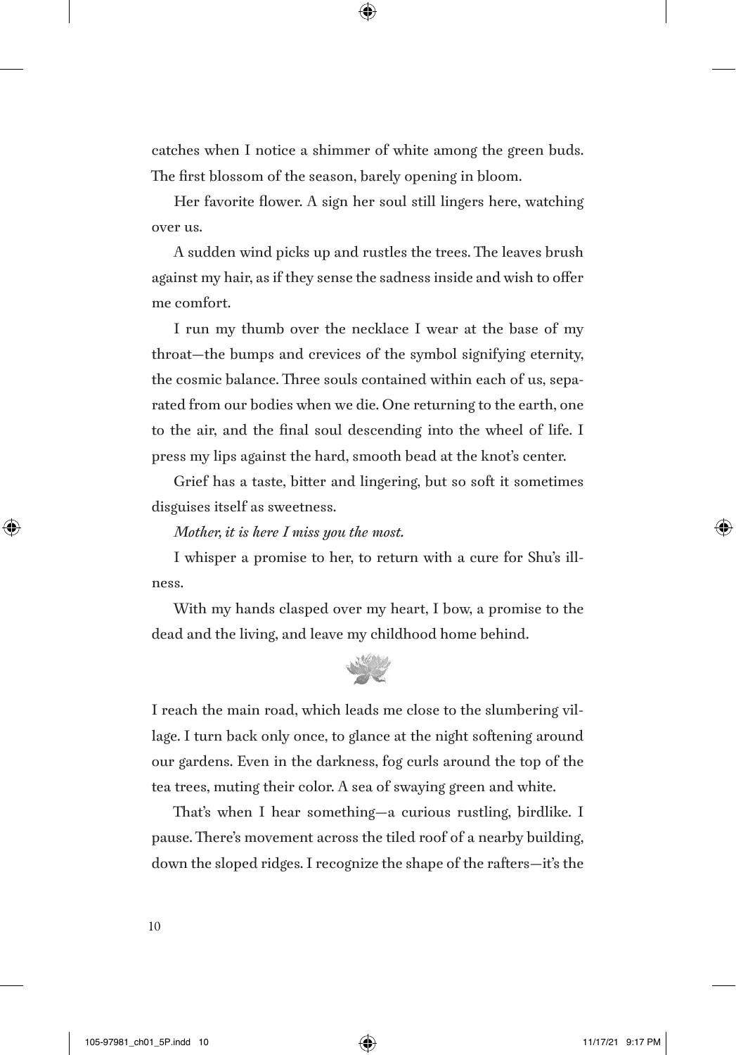catches when I notice a shimmer of white among the green buds. The first blossom of the season, barely opening in bloom.

Her favorite flower. A sign her soul still lingers here, watching over us.

A sudden wind picks up and rustles the trees. The leaves brush against my hair, as if they sense the sadness inside and wish to offer me comfort.

I run my thumb over the necklace I wear at the base of my throat—the bumps and crevices of the symbol signifying eternity, the cosmic balance. Three souls contained within each of us, separated from our bodies when we die. One returning to the earth, one to the air, and the final soul descending into the wheel of life. I press my lips against the hard, smooth bead at the knot's center.

Grief has a taste, bitter and lingering, but so soft it sometimes disguises itself as sweetness.

*Mother, it is here I miss you the most.*

I whisper a promise to her, to return with a cure for Shu's illness.

With my hands clasped over my heart, I bow, a promise to the dead and the living, and leave my childhood home behind.

I reach the main road, which leads me close to the slumbering village. I turn back only once, to glance at the night softening around our gardens. Even in the darkness, fog curls around the top of the tea trees, muting their color. A sea of swaying green and white.

That's when I hear something—a curious rustling, birdlike. I pause. There's movement across the tiled roof of a nearby building, down the sloped ridges. I recognize the shape of the rafters—it's the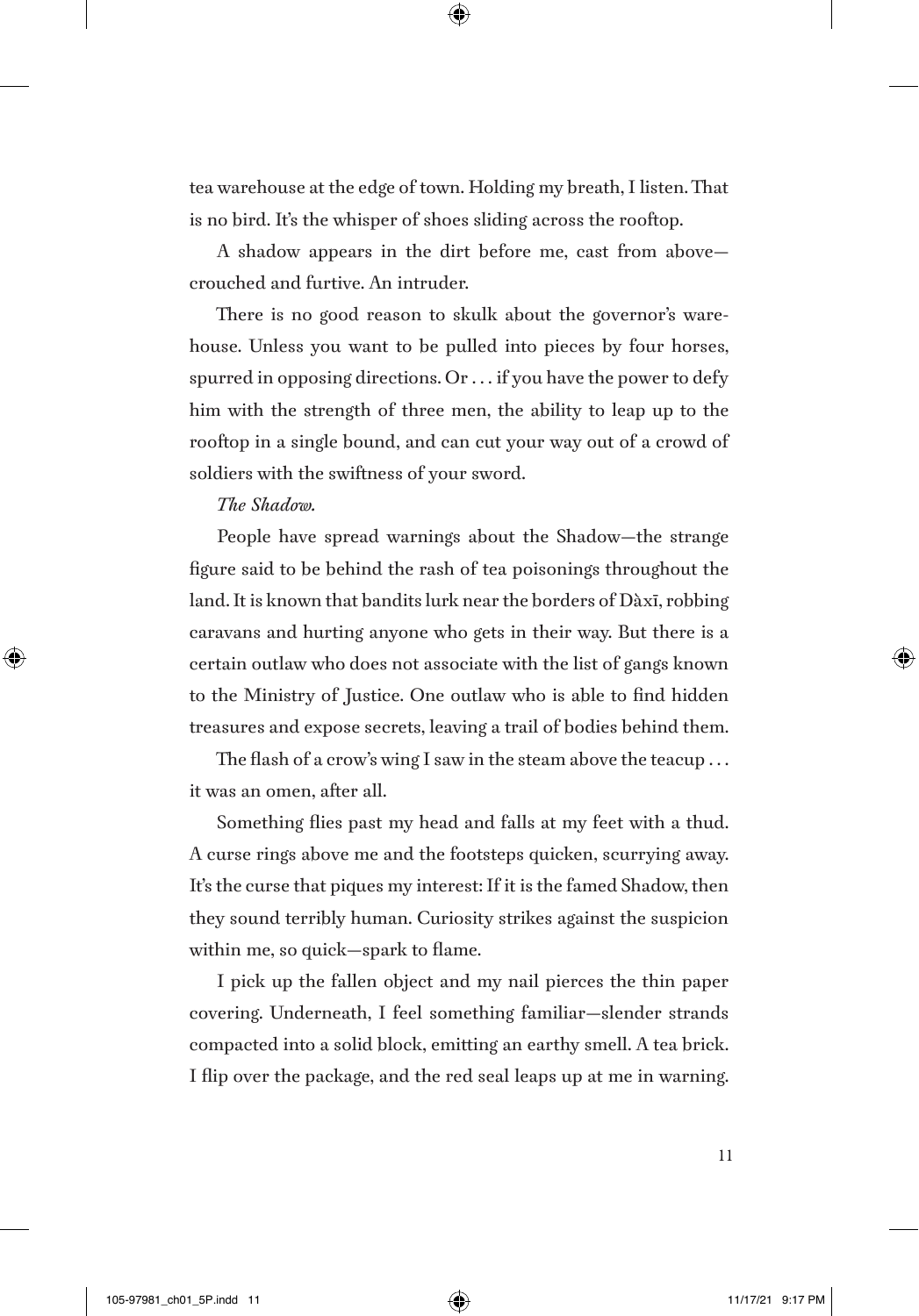tea warehouse at the edge of town. Holding my breath, I listen. That is no bird. It's the whisper of shoes sliding across the rooftop.

A shadow appears in the dirt before me, cast from above—crouched and furtive. An intruder.

There is no good reason to skulk about the governor's warehouse. Unless you want to be pulled into pieces by four horses, spurred in opposing directions. Or . . . if you have the power to defy him with the strength of three men, the ability to leap up to the rooftop in a single bound, and can cut your way out of a crowd of soldiers with the swiftness of your sword.

*The Shadow.*

People have spread warnings about the Shadow—the strange figure said to be behind the rash of tea poisonings throughout the land. It is known that bandits lurk near the borders of Dàxī, robbing caravans and hurting anyone who gets in their way. But there is a certain outlaw who does not associate with the list of gangs known to the Ministry of Justice. One outlaw who is able to find hidden treasures and expose secrets, leaving a trail of bodies behind them.

The flash of a crow's wing I saw in the steam above the teacup . . . it was an omen, after all.

Something flies past my head and falls at my feet with a thud. A curse rings above me and the footsteps quicken, scurrying away. It's the curse that piques my interest: If it is the famed Shadow, then they sound terribly human. Curiosity strikes against the suspicion within me, so quick—spark to flame.

I pick up the fallen object and my nail pierces the thin paper covering. Underneath, I feel something familiar—slender strands compacted into a solid block, emitting an earthy smell. A tea brick. I flip over the package, and the red seal leaps up at me in warning.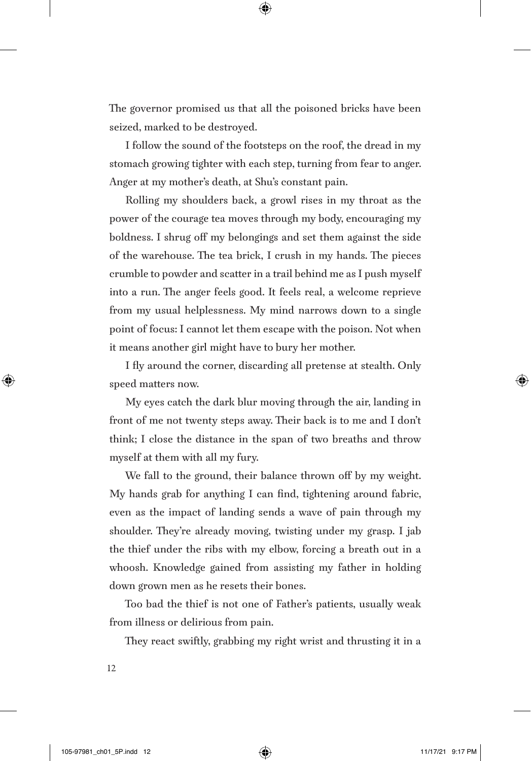The governor promised us that all the poisoned bricks have been seized, marked to be destroyed.

I follow the sound of the footsteps on the roof, the dread in my stomach growing tighter with each step, turning from fear to anger. Anger at my mother's death, at Shu's constant pain.

Rolling my shoulders back, a growl rises in my throat as the power of the courage tea moves through my body, encouraging my boldness. I shrug off my belongings and set them against the side of the warehouse. The tea brick, I crush in my hands. The pieces crumble to powder and scatter in a trail behind me as I push myself into a run. The anger feels good. It feels real, a welcome reprieve from my usual helplessness. My mind narrows down to a single point of focus: I cannot let them escape with the poison. Not when it means another girl might have to bury her mother.

I fly around the corner, discarding all pretense at stealth. Only speed matters now.

My eyes catch the dark blur moving through the air, landing in front of me not twenty steps away. Their back is to me and I don't think; I close the distance in the span of two breaths and throw myself at them with all my fury.

We fall to the ground, their balance thrown off by my weight. My hands grab for anything I can find, tightening around fabric, even as the impact of landing sends a wave of pain through my shoulder. They're already moving, twisting under my grasp. I jab the thief under the ribs with my elbow, forcing a breath out in a whoosh. Knowledge gained from assisting my father in holding down grown men as he resets their bones.

Too bad the thief is not one of Father's patients, usually weak from illness or delirious from pain.

They react swiftly, grabbing my right wrist and thrusting it in a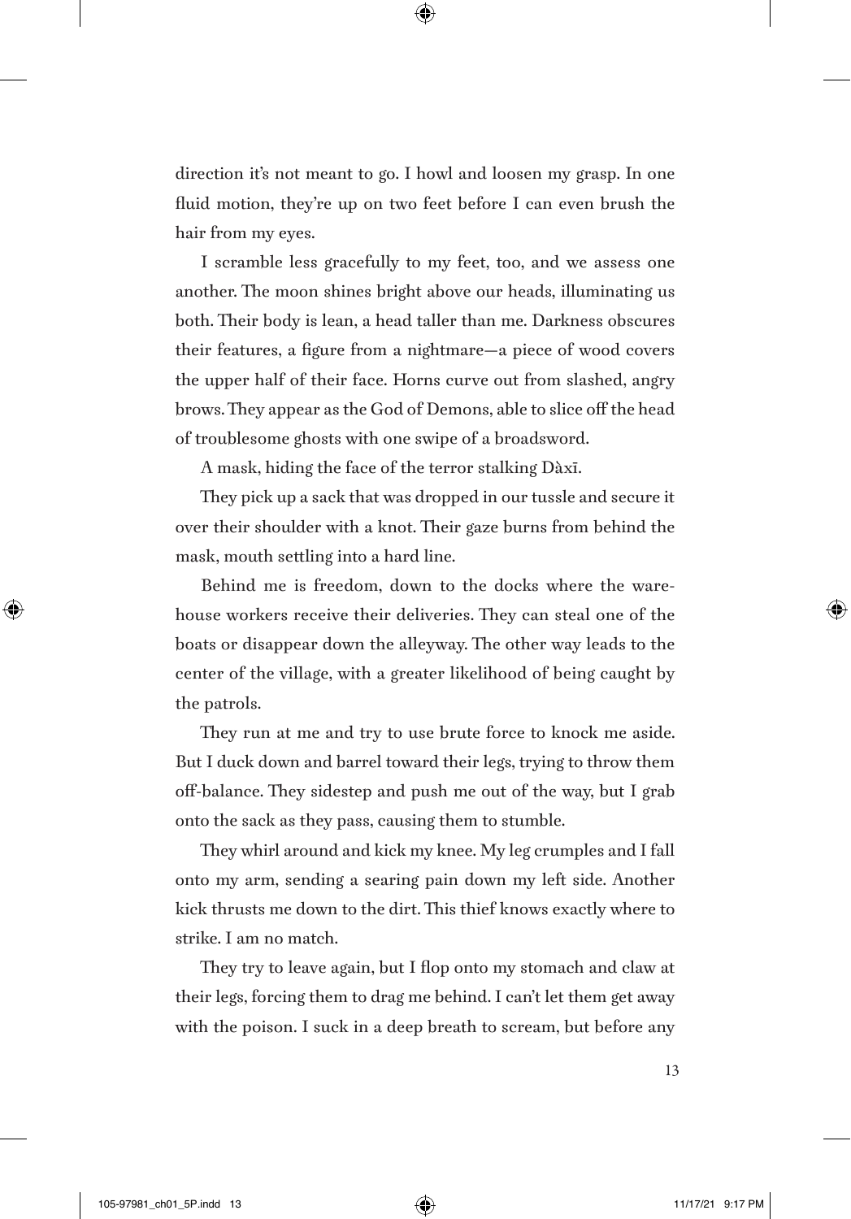direction it's not meant to go. I howl and loosen my grasp. In one fluid motion, they're up on two feet before I can even brush the hair from my eyes.

I scramble less gracefully to my feet, too, and we assess one another. The moon shines bright above our heads, illuminating us both. Their body is lean, a head taller than me. Darkness obscures their features, a figure from a nightmare—a piece of wood covers the upper half of their face. Horns curve out from slashed, angry brows. They appear as the God of Demons, able to slice off the head of troublesome ghosts with one swipe of a broadsword.

A mask, hiding the face of the terror stalking Dàxī.

They pick up a sack that was dropped in our tussle and secure it over their shoulder with a knot. Their gaze burns from behind the mask, mouth settling into a hard line.

Behind me is freedom, down to the docks where the warehouse workers receive their deliveries. They can steal one of the boats or disappear down the alleyway. The other way leads to the center of the village, with a greater likelihood of being caught by the patrols.

They run at me and try to use brute force to knock me aside. But I duck down and barrel toward their legs, trying to throw them off-balance. They sidestep and push me out of the way, but I grab onto the sack as they pass, causing them to stumble.

They whirl around and kick my knee. My leg crumples and I fall onto my arm, sending a searing pain down my left side. Another kick thrusts me down to the dirt. This thief knows exactly where to strike. I am no match.

They try to leave again, but I flop onto my stomach and claw at their legs, forcing them to drag me behind. I can't let them get away with the poison. I suck in a deep breath to scream, but before any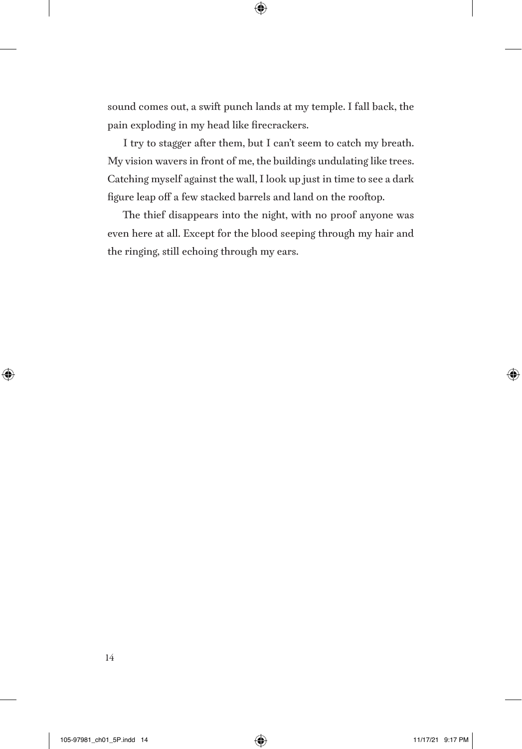sound comes out, a swift punch lands at my temple. I fall back, the pain exploding in my head like firecrackers.

I try to stagger after them, but I can't seem to catch my breath. My vision wavers in front of me, the buildings undulating like trees. Catching myself against the wall, I look up just in time to see a dark figure leap off a few stacked barrels and land on the rooftop.

The thief disappears into the night, with no proof anyone was even here at all. Except for the blood seeping through my hair and the ringing, still echoing through my ears.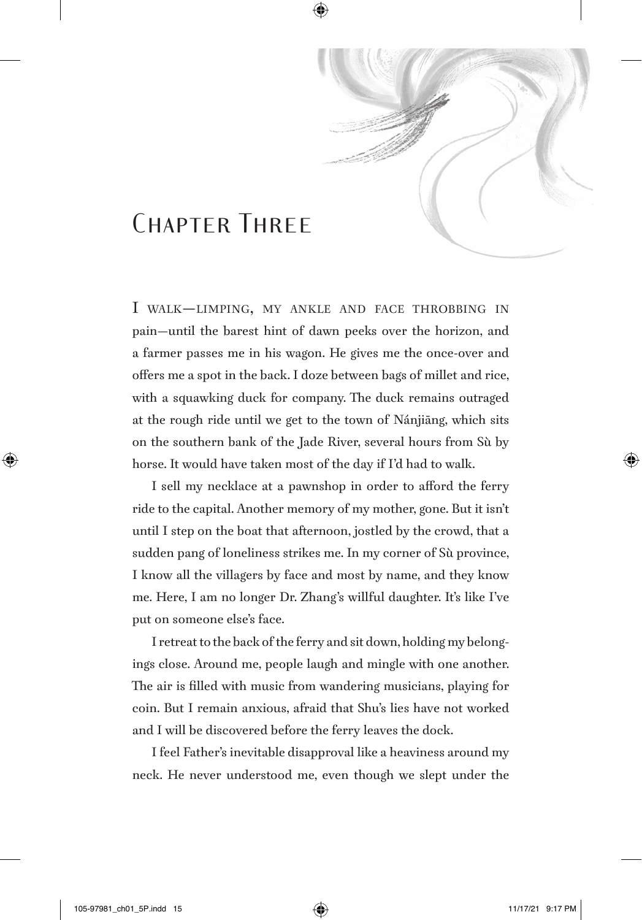# Chapter Three

I walk—limping, my ankle and face throbbing in pain—until the barest hint of dawn peeks over the horizon, and a farmer passes me in his wagon. He gives me the once-over and offers me a spot in the back. I doze between bags of millet and rice, with a squawking duck for company. The duck remains outraged at the rough ride until we get to the town of Nánjiāng, which sits on the southern bank of the Jade River, several hours from Sù by horse. It would have taken most of the day if I'd had to walk.

I sell my necklace at a pawnshop in order to afford the ferry ride to the capital. Another memory of my mother, gone. But it isn't until I step on the boat that afternoon, jostled by the crowd, that a sudden pang of loneliness strikes me. In my corner of Sù province, I know all the villagers by face and most by name, and they know me. Here, I am no longer Dr. Zhang's willful daughter. It's like I've put on someone else's face.

I retreat to the back of the ferry and sit down, holding my belongings close. Around me, people laugh and mingle with one another. The air is filled with music from wandering musicians, playing for coin. But I remain anxious, afraid that Shu's lies have not worked and I will be discovered before the ferry leaves the dock.

I feel Father's inevitable disapproval like a heaviness around my neck. He never understood me, even though we slept under the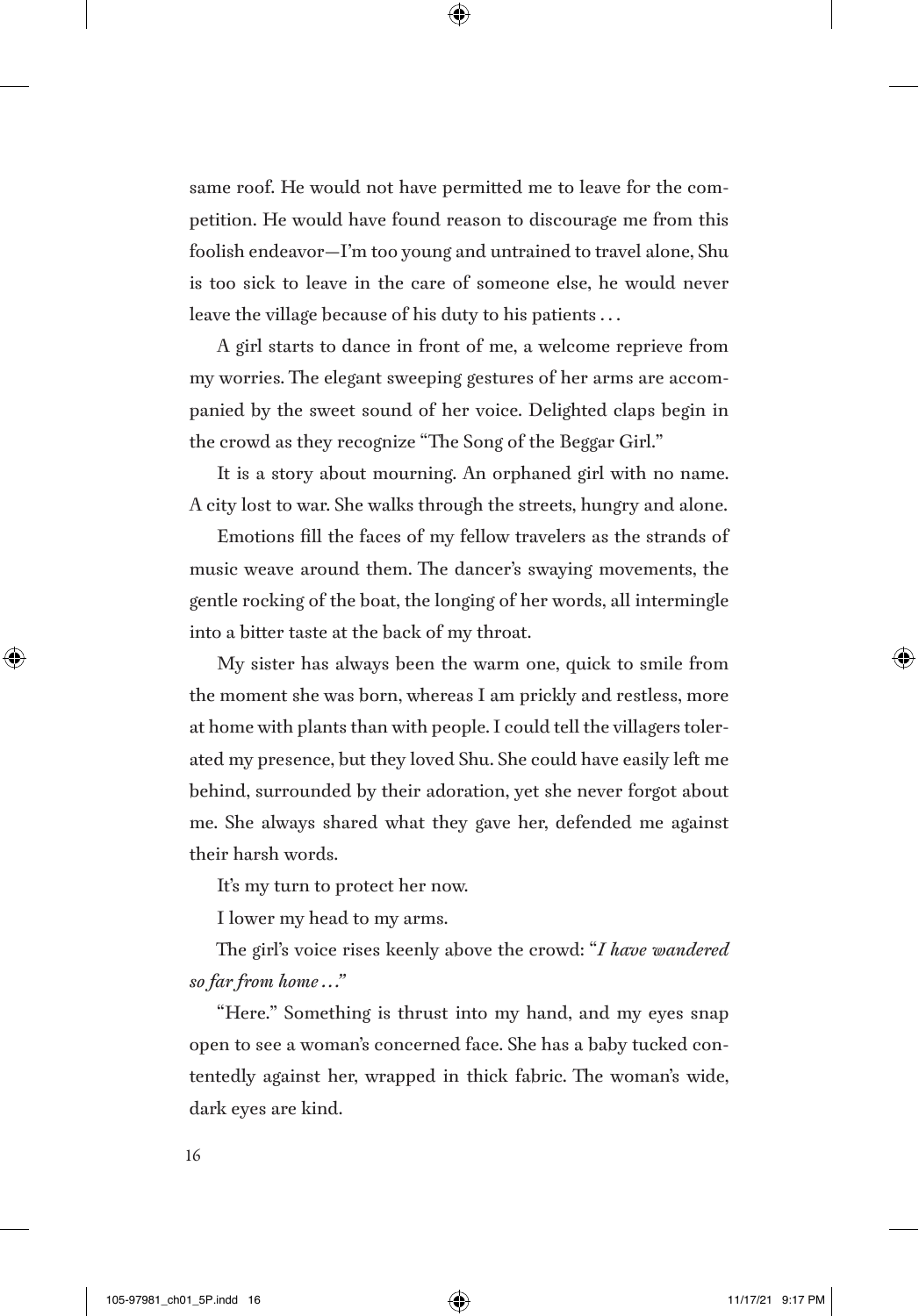same roof. He would not have permitted me to leave for the competition. He would have found reason to discourage me from this foolish endeavor—I'm too young and untrained to travel alone, Shu is too sick to leave in the care of someone else, he would never leave the village because of his duty to his patients . . .

A girl starts to dance in front of me, a welcome reprieve from my worries. The elegant sweeping gestures of her arms are accompanied by the sweet sound of her voice. Delighted claps begin in the crowd as they recognize "The Song of the Beggar Girl."

It is a story about mourning. An orphaned girl with no name. A city lost to war. She walks through the streets, hungry and alone.

Emotions fill the faces of my fellow travelers as the strands of music weave around them. The dancer's swaying movements, the gentle rocking of the boat, the longing of her words, all intermingle into a bitter taste at the back of my throat.

My sister has always been the warm one, quick to smile from the moment she was born, whereas I am prickly and restless, more at home with plants than with people. I could tell the villagers tolerated my presence, but they loved Shu. She could have easily left me behind, surrounded by their adoration, yet she never forgot about me. She always shared what they gave her, defended me against their harsh words.

It's my turn to protect her now.

I lower my head to my arms.

The girl's voice rises keenly above the crowd: "*I have wandered so far from home . . .*"

"Here." Something is thrust into my hand, and my eyes snap open to see a woman's concerned face. She has a baby tucked contentedly against her, wrapped in thick fabric. The woman's wide, dark eyes are kind.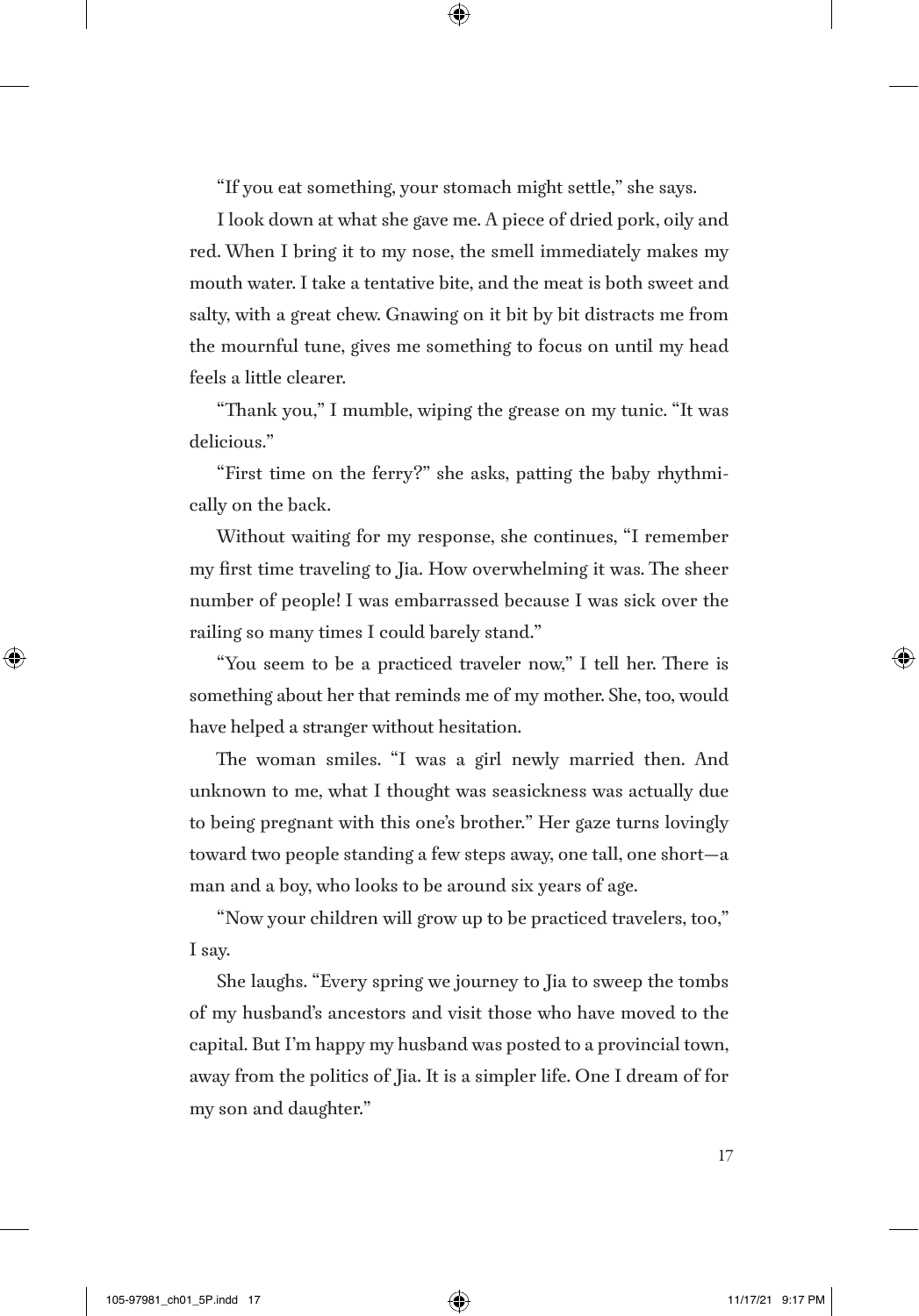"If you eat something, your stomach might settle," she says.

I look down at what she gave me. A piece of dried pork, oily and red. When I bring it to my nose, the smell immediately makes my mouth water. I take a tentative bite, and the meat is both sweet and salty, with a great chew. Gnawing on it bit by bit distracts me from the mournful tune, gives me something to focus on until my head feels a little clearer.

"Thank you," I mumble, wiping the grease on my tunic. "It was delicious."

"First time on the ferry?" she asks, patting the baby rhythmically on the back.

Without waiting for my response, she continues, "I remember my first time traveling to Jia. How overwhelming it was. The sheer number of people! I was embarrassed because I was sick over the railing so many times I could barely stand."

"You seem to be a practiced traveler now," I tell her. There is something about her that reminds me of my mother. She, too, would have helped a stranger without hesitation.

The woman smiles. "I was a girl newly married then. And unknown to me, what I thought was seasickness was actually due to being pregnant with this one's brother." Her gaze turns lovingly toward two people standing a few steps away, one tall, one short—a man and a boy, who looks to be around six years of age.

"Now your children will grow up to be practiced travelers, too," I say.

She laughs. "Every spring we journey to Jia to sweep the tombs of my husband's ancestors and visit those who have moved to the capital. But I'm happy my husband was posted to a provincial town, away from the politics of Jia. It is a simpler life. One I dream of for my son and daughter."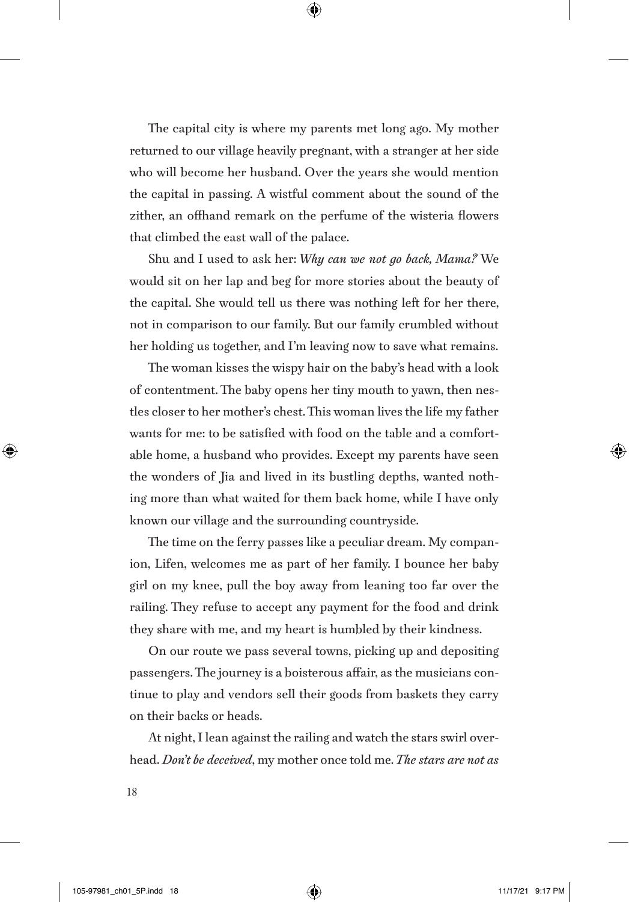The capital city is where my parents met long ago. My mother returned to our village heavily pregnant, with a stranger at her side who will become her husband. Over the years she would mention the capital in passing. A wistful comment about the sound of the zither, an offhand remark on the perfume of the wisteria flowers that climbed the east wall of the palace.

Shu and I used to ask her: *Why can we not go back, Mama?* We would sit on her lap and beg for more stories about the beauty of the capital. She would tell us there was nothing left for her there, not in comparison to our family. But our family crumbled without her holding us together, and I'm leaving now to save what remains.

The woman kisses the wispy hair on the baby's head with a look of contentment. The baby opens her tiny mouth to yawn, then nestles closer to her mother's chest. This woman lives the life my father wants for me: to be satisfied with food on the table and a comfortable home, a husband who provides. Except my parents have seen the wonders of Jia and lived in its bustling depths, wanted nothing more than what waited for them back home, while I have only known our village and the surrounding countryside.

The time on the ferry passes like a peculiar dream. My companion, Lifen, welcomes me as part of her family. I bounce her baby girl on my knee, pull the boy away from leaning too far over the railing. They refuse to accept any payment for the food and drink they share with me, and my heart is humbled by their kindness.

On our route we pass several towns, picking up and depositing passengers. The journey is a boisterous affair, as the musicians continue to play and vendors sell their goods from baskets they carry on their backs or heads.

At night, I lean against the railing and watch the stars swirl overhead. *Don't be deceived*, my mother once told me. *The stars are not as*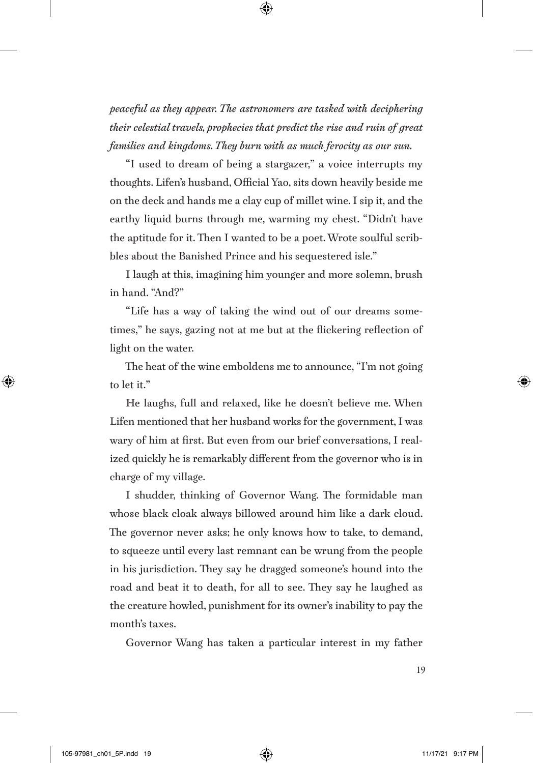*peaceful as they appear. The astronomers are tasked with deciphering their celestial travels, prophecies that predict the rise and ruin of great families and kingdoms. They burn with as much ferocity as our sun.*

"I used to dream of being a stargazer," a voice interrupts my thoughts. Lifen's husband, Official Yao, sits down heavily beside me on the deck and hands me a clay cup of millet wine. I sip it, and the earthy liquid burns through me, warming my chest. "Didn't have the aptitude for it. Then I wanted to be a poet. Wrote soulful scribbles about the Banished Prince and his sequestered isle."

I laugh at this, imagining him younger and more solemn, brush in hand. "And?"

"Life has a way of taking the wind out of our dreams sometimes," he says, gazing not at me but at the flickering reflection of light on the water.

The heat of the wine emboldens me to announce, "I'm not going to let it."

He laughs, full and relaxed, like he doesn't believe me. When Lifen mentioned that her husband works for the government, I was wary of him at first. But even from our brief conversations, I realized quickly he is remarkably different from the governor who is in charge of my village.

I shudder, thinking of Governor Wang. The formidable man whose black cloak always billowed around him like a dark cloud. The governor never asks; he only knows how to take, to demand, to squeeze until every last remnant can be wrung from the people in his jurisdiction. They say he dragged someone's hound into the road and beat it to death, for all to see. They say he laughed as the creature howled, punishment for its owner's inability to pay the month's taxes.

Governor Wang has taken a particular interest in my father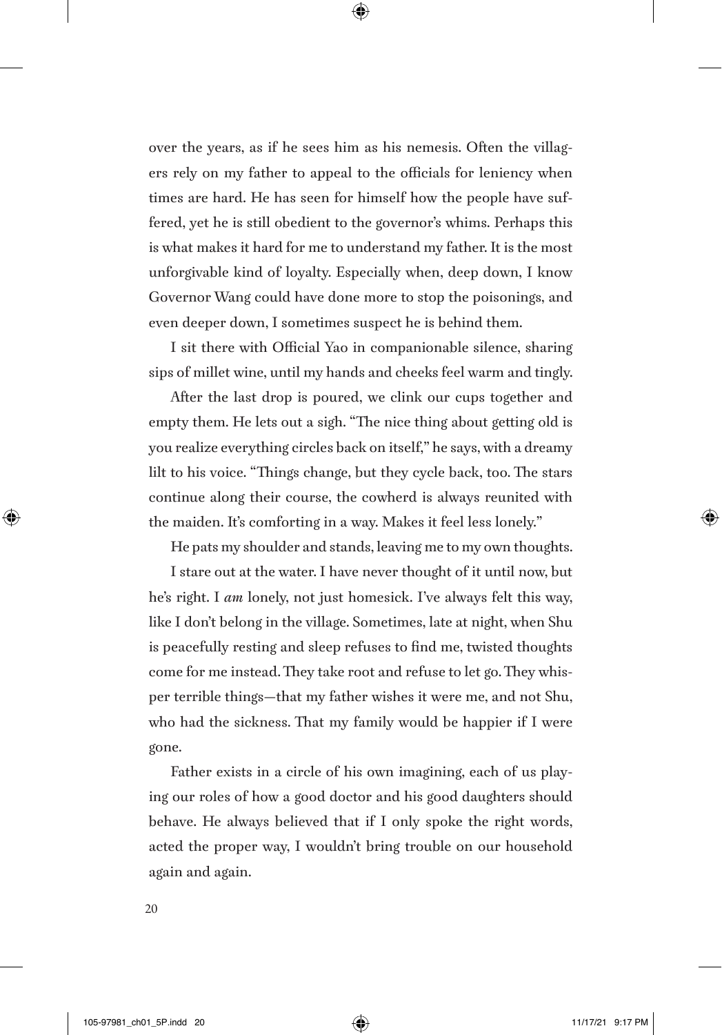over the years, as if he sees him as his nemesis. Often the villagers rely on my father to appeal to the officials for leniency when times are hard. He has seen for himself how the people have suffered, yet he is still obedient to the governor's whims. Perhaps this is what makes it hard for me to understand my father. It is the most unforgivable kind of loyalty. Especially when, deep down, I know Governor Wang could have done more to stop the poisonings, and even deeper down, I sometimes suspect he is behind them.

I sit there with Official Yao in companionable silence, sharing sips of millet wine, until my hands and cheeks feel warm and tingly.

After the last drop is poured, we clink our cups together and empty them. He lets out a sigh. "The nice thing about getting old is you realize everything circles back on itself," he says, with a dreamy lilt to his voice. "Things change, but they cycle back, too. The stars continue along their course, the cowherd is always reunited with the maiden. It's comforting in a way. Makes it feel less lonely."

He pats my shoulder and stands, leaving me to my own thoughts.

I stare out at the water. I have never thought of it until now, but he's right. I *am* lonely, not just homesick. I've always felt this way, like I don't belong in the village. Sometimes, late at night, when Shu is peacefully resting and sleep refuses to find me, twisted thoughts come for me instead. They take root and refuse to let go. They whisper terrible things—that my father wishes it were me, and not Shu, who had the sickness. That my family would be happier if I were gone.

Father exists in a circle of his own imagining, each of us playing our roles of how a good doctor and his good daughters should behave. He always believed that if I only spoke the right words, acted the proper way, I wouldn't bring trouble on our household again and again.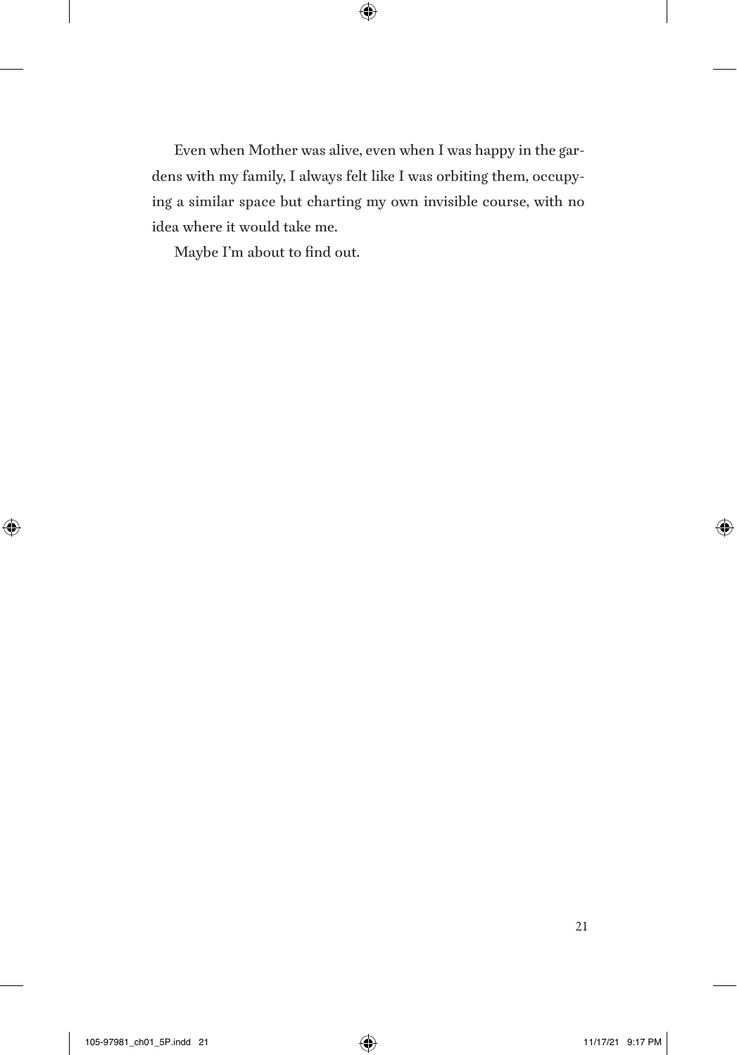Even when Mother was alive, even when I was happy in the gardens with my family, I always felt like I was orbiting them, occupying a similar space but charting my own invisible course, with no idea where it would take me.

Maybe I'm about to find out.